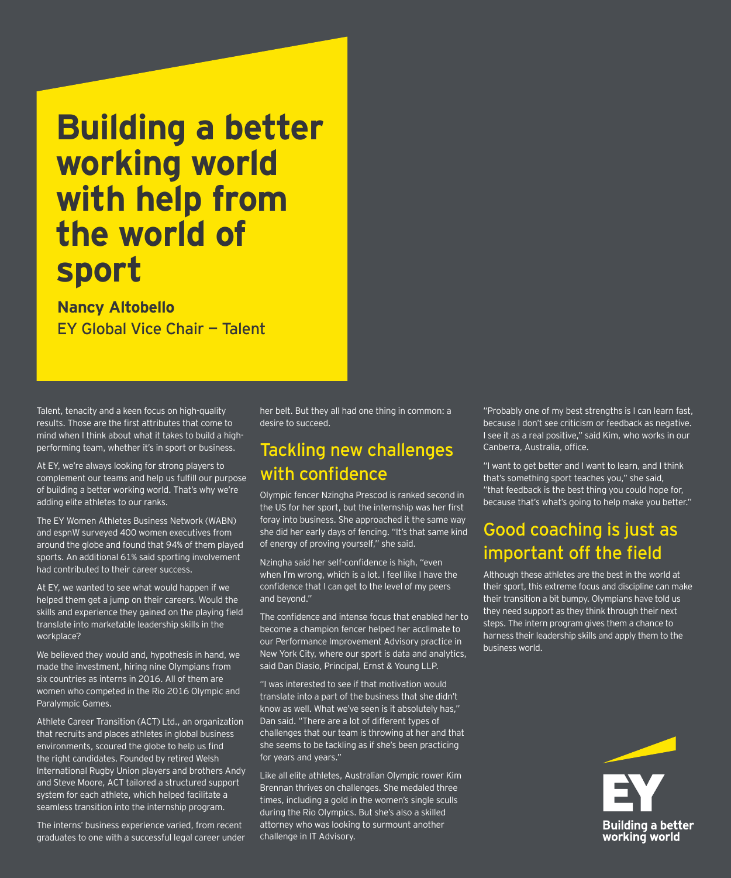# Building a better working world with help from the world of sport

**Nancy Altobello**
EY Global Vice Chair — Talent

Talent, tenacity and a keen focus on high-quality results. Those are the first attributes that come to mind when I think about what it takes to build a high-performing team, whether it's in sport or business.

At EY, we're always looking for strong players to complement our teams and help us fulfill our purpose of building a better working world. That's why we're adding elite athletes to our ranks.

The EY Women Athletes Business Network (WABN) and espnW surveyed 400 women executives from around the globe and found that 94% of them played sports. An additional 61% said sporting involvement had contributed to their career success.

At EY, we wanted to see what would happen if we helped them get a jump on their careers. Would the skills and experience they gained on the playing field translate into marketable leadership skills in the workplace?

We believed they would and, hypothesis in hand, we made the investment, hiring nine Olympians from six countries as interns in 2016. All of them are women who competed in the Rio 2016 Olympic and Paralympic Games.

Athlete Career Transition (ACT) Ltd., an organization that recruits and places athletes in global business environments, scoured the globe to help us find the right candidates. Founded by retired Welsh International Rugby Union players and brothers Andy and Steve Moore, ACT tailored a structured support system for each athlete, which helped facilitate a seamless transition into the internship program.

The interns' business experience varied, from recent graduates to one with a successful legal career under her belt. But they all had one thing in common: a desire to succeed.

## Tackling new challenges with confidence

Olympic fencer Nzingha Prescod is ranked second in the US for her sport, but the internship was her first foray into business. She approached it the same way she did her early days of fencing. "It's that same kind of energy of proving yourself," she said.

Nzingha said her self-confidence is high, "even when I'm wrong, which is a lot. I feel like I have the confidence that I can get to the level of my peers and beyond."

The confidence and intense focus that enabled her to become a champion fencer helped her acclimate to our Performance Improvement Advisory practice in New York City, where our sport is data and analytics, said Dan Diasio, Principal, Ernst & Young LLP.

"I was interested to see if that motivation would translate into a part of the business that she didn't know as well. What we've seen is it absolutely has," Dan said. "There are a lot of different types of challenges that our team is throwing at her and that she seems to be tackling as if she's been practicing for years and years."

Like all elite athletes, Australian Olympic rower Kim Brennan thrives on challenges. She medaled three times, including a gold in the women's single sculls during the Rio Olympics. But she's also a skilled attorney who was looking to surmount another challenge in IT Advisory.

"Probably one of my best strengths is I can learn fast, because I don't see criticism or feedback as negative. I see it as a real positive," said Kim, who works in our Canberra, Australia, office.

"I want to get better and I want to learn, and I think that's something sport teaches you," she said, "that feedback is the best thing you could hope for, because that's what's going to help make you better."

## Good coaching is just as important off the field

Although these athletes are the best in the world at their sport, this extreme focus and discipline can make their transition a bit bumpy. Olympians have told us they need support as they think through their next steps. The intern program gives them a chance to harness their leadership skills and apply them to the business world.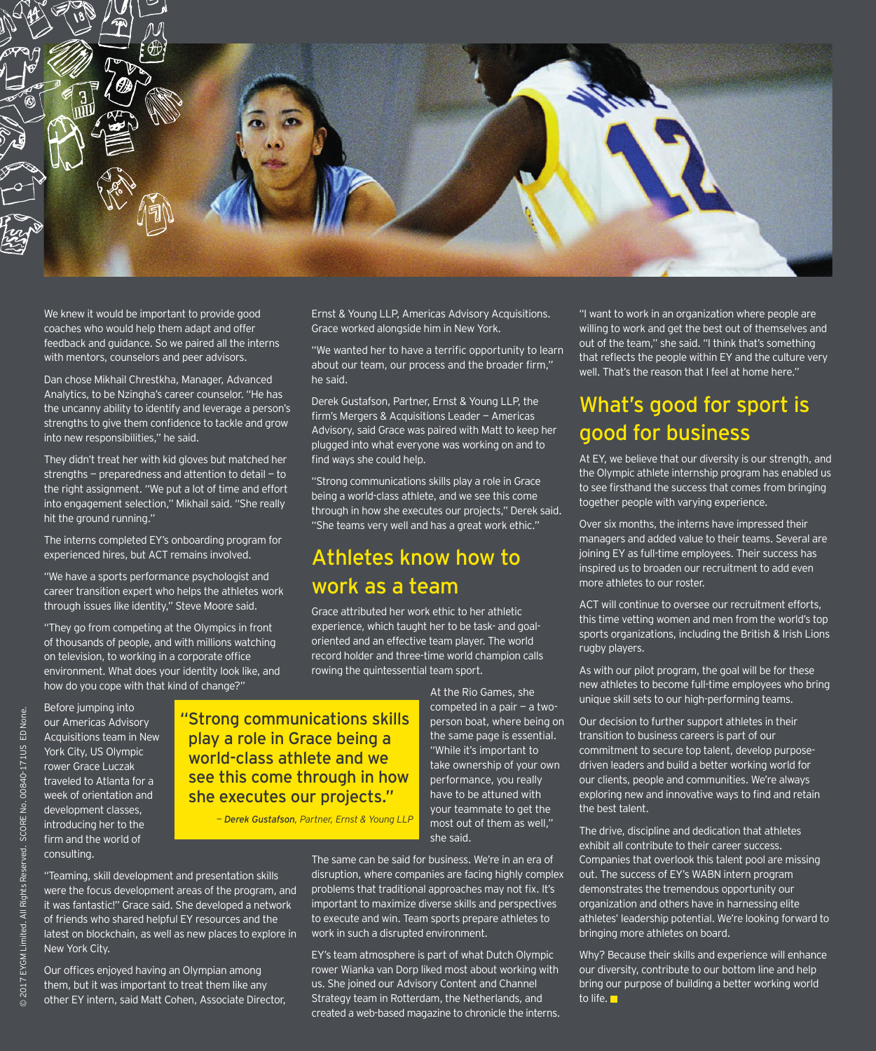We knew it would be important to provide good coaches who would help them adapt and offer feedback and guidance. So we paired all the interns with mentors, counselors and peer advisors.

Dan chose Mikhail Chrestkha, Manager, Advanced Analytics, to be Nzingha's career counselor. "He has the uncanny ability to identify and leverage a person's strengths to give them confidence to tackle and grow into new responsibilities," he said.

They didn't treat her with kid gloves but matched her strengths — preparedness and attention to detail — to the right assignment. "We put a lot of time and effort into engagement selection," Mikhail said. "She really hit the ground running."

The interns completed EY's onboarding program for experienced hires, but ACT remains involved.

"We have a sports performance psychologist and career transition expert who helps the athletes work through issues like identity," Steve Moore said.

"They go from competing at the Olympics in front of thousands of people, and with millions watching on television, to working in a corporate office environment. What does your identity look like, and how do you cope with that kind of change?"

Before jumping into our Americas Advisory Acquisitions team in New York City, US Olympic rower Grace Luczak traveled to Atlanta for a week of orientation and development classes, introducing her to the firm and the world of consulting.

"Teaming, skill development and presentation skills were the focus development areas of the program, and it was fantastic!" Grace said. She developed a network of friends who shared helpful EY resources and the latest on blockchain, as well as new places to explore in New York City.

Our offices enjoyed having an Olympian among them, but it was important to treat them like any other EY intern, said Matt Cohen, Associate Director, Ernst & Young LLP, Americas Advisory Acquisitions. Grace worked alongside him in New York.

"We wanted her to have a terrific opportunity to learn about our team, our process and the broader firm," he said.

Derek Gustafson, Partner, Ernst & Young LLP, the firm's Mergers & Acquisitions Leader — Americas Advisory, said Grace was paired with Matt to keep her plugged into what everyone was working on and to find ways she could help.

"Strong communications skills play a role in Grace being a world-class athlete, and we see this come through in how she executes our projects," Derek said. "She teams very well and has a great work ethic."

## Athletes know how to work as a team

Grace attributed her work ethic to her athletic experience, which taught her to be task- and goal-oriented and an effective team player. The world record holder and three-time world champion calls rowing the quintessential team sport.

> "Strong communications skills play a role in Grace being a world-class athlete and we see this come through in how she executes our projects."
>
> — ***Derek Gustafson**, Partner, Ernst & Young LLP*

At the Rio Games, she competed in a pair — a two-person boat, where being on the same page is essential. "While it's important to take ownership of your own performance, you really have to be attuned with your teammate to get the most out of them as well," she said.

The same can be said for business. We're in an era of disruption, where companies are facing highly complex problems that traditional approaches may not fix. It's important to maximize diverse skills and perspectives to execute and win. Team sports prepare athletes to work in such a disrupted environment.

EY's team atmosphere is part of what Dutch Olympic rower Wianka van Dorp liked most about working with us. She joined our Advisory Content and Channel Strategy team in Rotterdam, the Netherlands, and created a web-based magazine to chronicle the interns.

"I want to work in an organization where people are willing to work and get the best out of themselves and out of the team," she said. "I think that's something that reflects the people within EY and the culture very well. That's the reason that I feel at home here."

## What's good for sport is good for business

At EY, we believe that our diversity is our strength, and the Olympic athlete internship program has enabled us to see firsthand the success that comes from bringing together people with varying experience.

Over six months, the interns have impressed their managers and added value to their teams. Several are joining EY as full-time employees. Their success has inspired us to broaden our recruitment to add even more athletes to our roster.

ACT will continue to oversee our recruitment efforts, this time vetting women and men from the world's top sports organizations, including the British & Irish Lions rugby players.

As with our pilot program, the goal will be for these new athletes to become full-time employees who bring unique skill sets to our high-performing teams.

Our decision to further support athletes in their transition to business careers is part of our commitment to secure top talent, develop purpose-driven leaders and build a better working world for our clients, people and communities. We're always exploring new and innovative ways to find and retain the best talent.

The drive, discipline and dedication that athletes exhibit all contribute to their career success. Companies that overlook this talent pool are missing out. The success of EY's WABN intern program demonstrates the tremendous opportunity our organization and others have in harnessing elite athletes' leadership potential. We're looking forward to bringing more athletes on board.

Why? Because their skills and experience will enhance our diversity, contribute to our bottom line and help bring our purpose of building a better working world to life.

© 2017 EYGM Limited. All Rights Reserved. SCORE No. 00840-171US ED None.